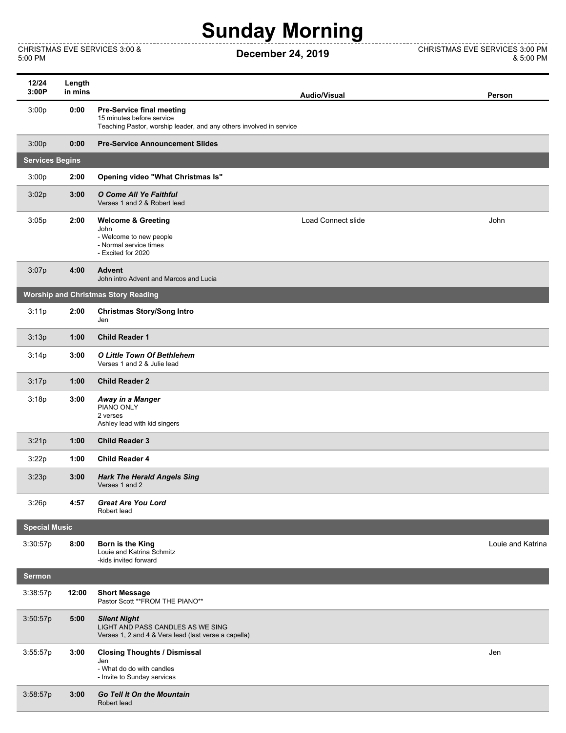# Sunday Morning

CHRISTMAS EVE SERVICES 3:00 & 5:00 PM

**December 24, 2019**

CHRISTMAS EVE SERVICES 3:00 PM & 5:00 PM

| 12/24 3:00P | Length in mins | | Audio/Visual | Person |
|---|---|---|---|---|
| 3:00p | **0:00** | **Pre-Service final meeting**<br>15 minutes before service<br>Teaching Pastor, worship leader, and any others involved in service | | |
| 3:00p | **0:00** | **Pre-Service Announcement Slides** | | |
| **Services Begins** | | | | |
| 3:00p | **2:00** | **Opening video "What Christmas Is"** | | |
| 3:02p | **3:00** | ***O Come All Ye Faithful***<br>Verses 1 and 2 & Robert lead | | |
| 3:05p | **2:00** | **Welcome & Greeting**<br>John<br>- Welcome to new people<br>- Normal service times<br>- Excited for 2020 | Load Connect slide | John |
| 3:07p | **4:00** | **Advent**<br>John intro Advent and Marcos and Lucia | | |
| **Worship and Christmas Story Reading** | | | | |
| 3:11p | **2:00** | **Christmas Story/Song Intro**<br>Jen | | |
| 3:13p | **1:00** | **Child Reader 1** | | |
| 3:14p | **3:00** | ***O Little Town Of Bethlehem***<br>Verses 1 and 2 & Julie lead | | |
| 3:17p | **1:00** | **Child Reader 2** | | |
| 3:18p | **3:00** | ***Away in a Manger***<br>PIANO ONLY<br>2 verses<br>Ashley lead with kid singers | | |
| 3:21p | **1:00** | **Child Reader 3** | | |
| 3:22p | **1:00** | **Child Reader 4** | | |
| 3:23p | **3:00** | ***Hark The Herald Angels Sing***<br>Verses 1 and 2 | | |
| 3:26p | **4:57** | ***Great Are You Lord***<br>Robert lead | | |
| **Special Music** | | | | |
| 3:30:57p | **8:00** | **Born is the King**<br>Louie and Katrina Schmitz<br>-kids invited forward | | Louie and Katrina |
| **Sermon** | | | | |
| 3:38:57p | **12:00** | **Short Message**<br>Pastor Scott **FROM THE PIANO** | | |
| 3:50:57p | **5:00** | ***Silent Night***<br>LIGHT AND PASS CANDLES AS WE SING<br>Verses 1, 2 and 4 & Vera lead (last verse a capella) | | |
| 3:55:57p | **3:00** | **Closing Thoughts / Dismissal**<br>Jen<br>- What do do with candles<br>- Invite to Sunday services | | Jen |
| 3:58:57p | **3:00** | ***Go Tell It On the Mountain***<br>Robert lead | | |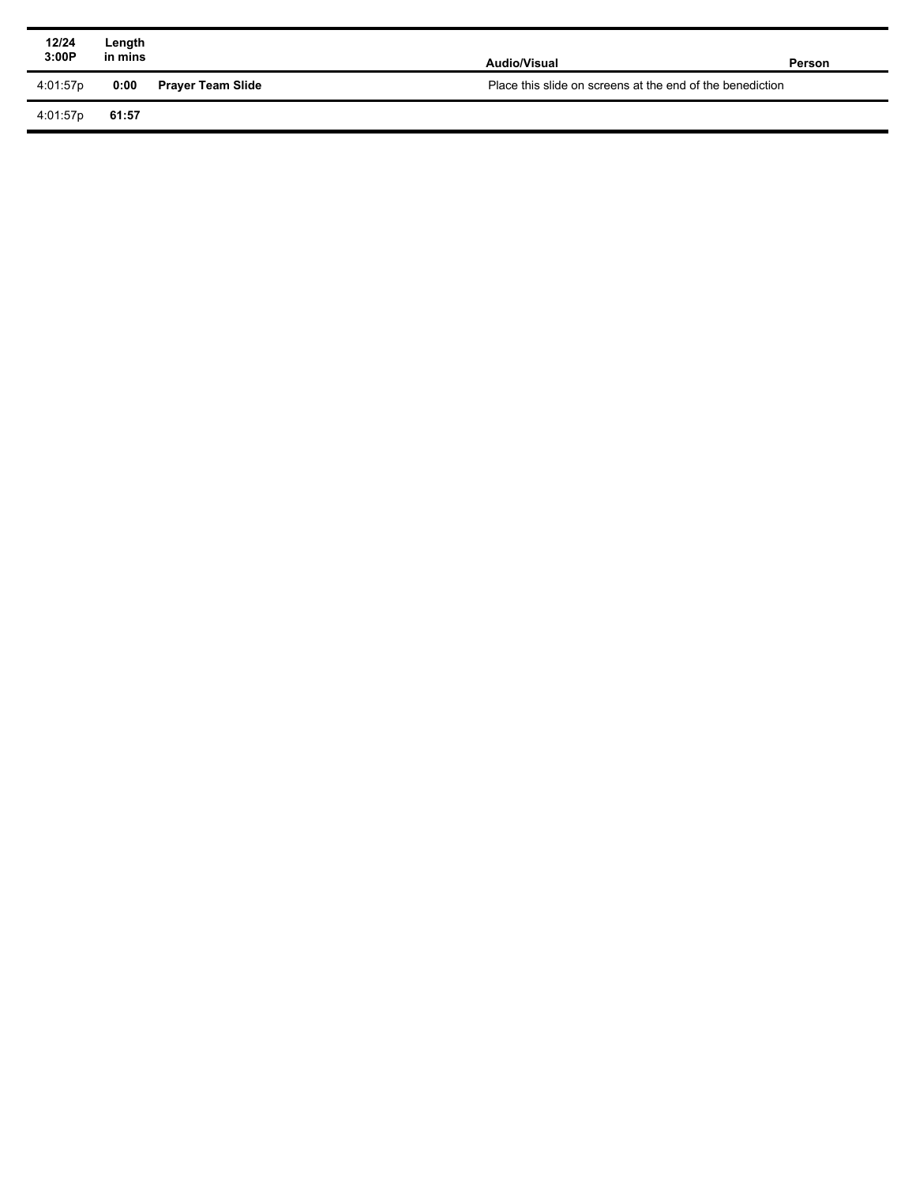| 12/24 3:00P | Length in mins | | Audio/Visual | Person |
|---|---|---|---|---|
| 4:01:57p | **0:00** | **Prayer Team Slide** | Place this slide on screens at the end of the benediction | |
| 4:01:57p | **61:57** | | | |